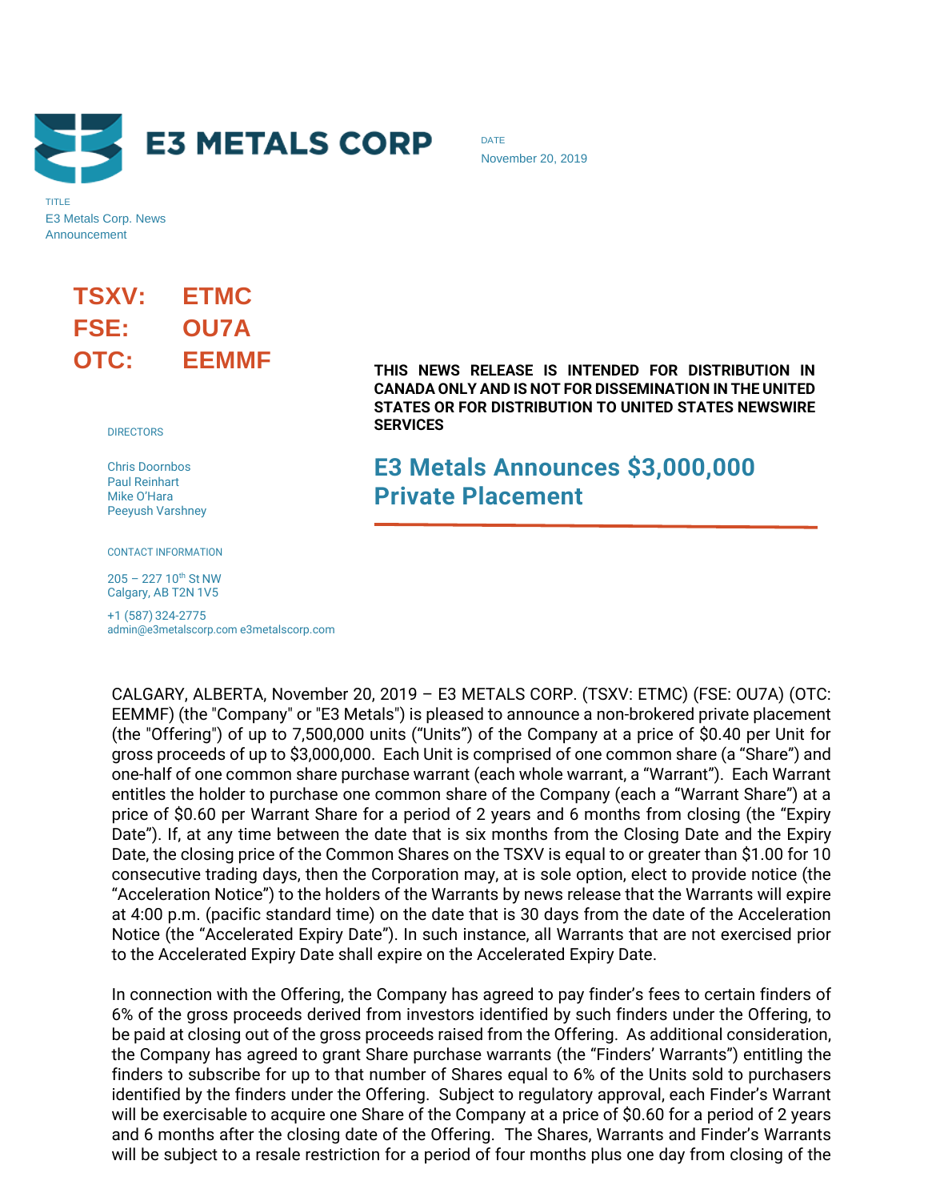E3 METALS CORP

DATE

November 20, 2019

TITLE

E3 Metals Corp. News Announcement

**TSXV: ETMC**
**FSE: OU7A**
**OTC: EEMMF**

DIRECTORS

Chris Doornbos
Paul Reinhart
Mike O'Hara
Peeyush Varshney

CONTACT INFORMATION

205 – 227 10th St NW
Calgary, AB T2N 1V5

+1 (587) 324-2775
admin@e3metalscorp.com e3metalscorp.com

**THIS NEWS RELEASE IS INTENDED FOR DISTRIBUTION IN CANADA ONLY AND IS NOT FOR DISSEMINATION IN THE UNITED STATES OR FOR DISTRIBUTION TO UNITED STATES NEWSWIRE SERVICES**

# E3 Metals Announces $3,000,000 Private Placement

CALGARY, ALBERTA, November 20, 2019 – E3 METALS CORP. (TSXV: ETMC) (FSE: OU7A) (OTC: EEMMF) (the "Company" or "E3 Metals") is pleased to announce a non-brokered private placement (the "Offering") of up to 7,500,000 units ("Units") of the Company at a price of $0.40 per Unit for gross proceeds of up to $3,000,000. Each Unit is comprised of one common share (a "Share") and one-half of one common share purchase warrant (each whole warrant, a "Warrant"). Each Warrant entitles the holder to purchase one common share of the Company (each a "Warrant Share") at a price of $0.60 per Warrant Share for a period of 2 years and 6 months from closing (the "Expiry Date"). If, at any time between the date that is six months from the Closing Date and the Expiry Date, the closing price of the Common Shares on the TSXV is equal to or greater than $1.00 for 10 consecutive trading days, then the Corporation may, at is sole option, elect to provide notice (the "Acceleration Notice") to the holders of the Warrants by news release that the Warrants will expire at 4:00 p.m. (pacific standard time) on the date that is 30 days from the date of the Acceleration Notice (the "Accelerated Expiry Date"). In such instance, all Warrants that are not exercised prior to the Accelerated Expiry Date shall expire on the Accelerated Expiry Date.

In connection with the Offering, the Company has agreed to pay finder's fees to certain finders of 6% of the gross proceeds derived from investors identified by such finders under the Offering, to be paid at closing out of the gross proceeds raised from the Offering. As additional consideration, the Company has agreed to grant Share purchase warrants (the "Finders' Warrants") entitling the finders to subscribe for up to that number of Shares equal to 6% of the Units sold to purchasers identified by the finders under the Offering. Subject to regulatory approval, each Finder's Warrant will be exercisable to acquire one Share of the Company at a price of $0.60 for a period of 2 years and 6 months after the closing date of the Offering. The Shares, Warrants and Finder's Warrants will be subject to a resale restriction for a period of four months plus one day from closing of the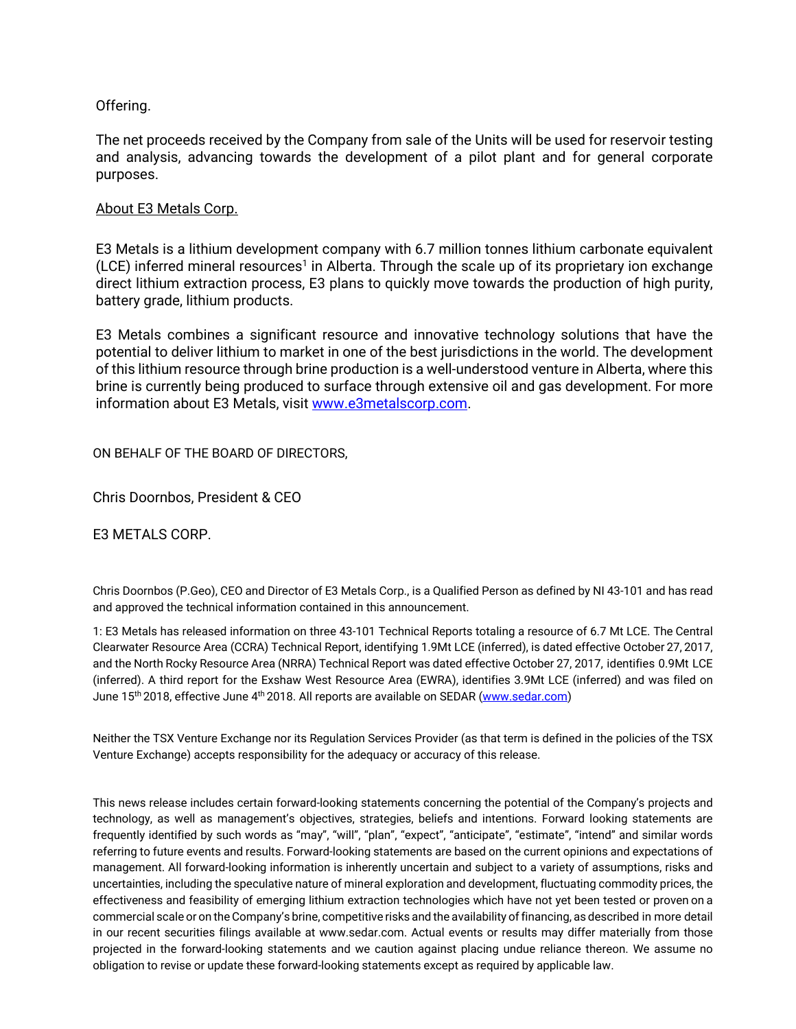Offering.

The net proceeds received by the Company from sale of the Units will be used for reservoir testing and analysis, advancing towards the development of a pilot plant and for general corporate purposes.

## About E3 Metals Corp.

E3 Metals is a lithium development company with 6.7 million tonnes lithium carbonate equivalent (LCE) inferred mineral resources[1] in Alberta. Through the scale up of its proprietary ion exchange direct lithium extraction process, E3 plans to quickly move towards the production of high purity, battery grade, lithium products.

E3 Metals combines a significant resource and innovative technology solutions that have the potential to deliver lithium to market in one of the best jurisdictions in the world. The development of this lithium resource through brine production is a well-understood venture in Alberta, where this brine is currently being produced to surface through extensive oil and gas development. For more information about E3 Metals, visit www.e3metalscorp.com.

ON BEHALF OF THE BOARD OF DIRECTORS,

Chris Doornbos, President & CEO

E3 METALS CORP.

Chris Doornbos (P.Geo), CEO and Director of E3 Metals Corp., is a Qualified Person as defined by NI 43-101 and has read and approved the technical information contained in this announcement.

1: E3 Metals has released information on three 43-101 Technical Reports totaling a resource of 6.7 Mt LCE. The Central Clearwater Resource Area (CCRA) Technical Report, identifying 1.9Mt LCE (inferred), is dated effective October 27, 2017, and the North Rocky Resource Area (NRRA) Technical Report was dated effective October 27, 2017, identifies 0.9Mt LCE (inferred). A third report for the Exshaw West Resource Area (EWRA), identifies 3.9Mt LCE (inferred) and was filed on June 15th 2018, effective June 4th 2018. All reports are available on SEDAR (www.sedar.com)

Neither the TSX Venture Exchange nor its Regulation Services Provider (as that term is defined in the policies of the TSX Venture Exchange) accepts responsibility for the adequacy or accuracy of this release.

This news release includes certain forward-looking statements concerning the potential of the Company's projects and technology, as well as management's objectives, strategies, beliefs and intentions. Forward looking statements are frequently identified by such words as "may", "will", "plan", "expect", "anticipate", "estimate", "intend" and similar words referring to future events and results. Forward-looking statements are based on the current opinions and expectations of management. All forward-looking information is inherently uncertain and subject to a variety of assumptions, risks and uncertainties, including the speculative nature of mineral exploration and development, fluctuating commodity prices, the effectiveness and feasibility of emerging lithium extraction technologies which have not yet been tested or proven on a commercial scale or on the Company's brine, competitive risks and the availability of financing, as described in more detail in our recent securities filings available at www.sedar.com. Actual events or results may differ materially from those projected in the forward-looking statements and we caution against placing undue reliance thereon. We assume no obligation to revise or update these forward-looking statements except as required by applicable law.